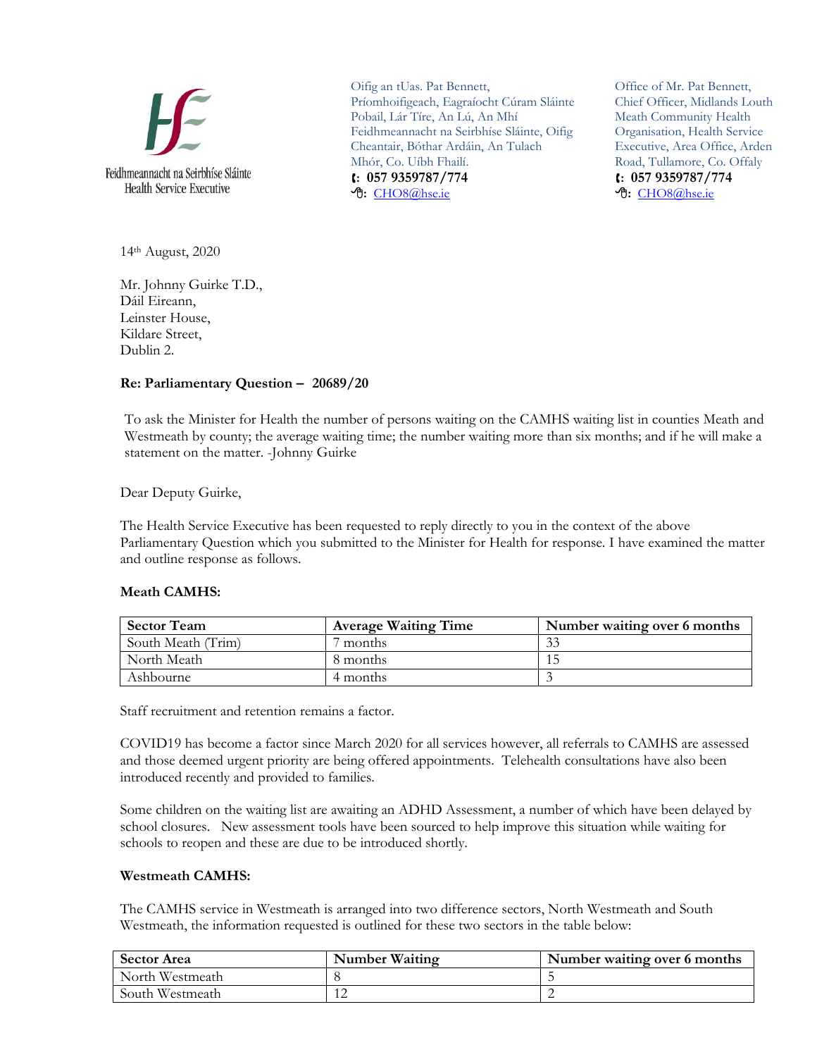Feidhmeannacht na Seirbhíse Sláinte
Health Service Executive

Oifig an tUas. Pat Bennett,
Príomhoifigeach, Eagraíocht Cúram Sláinte Pobail, Lár Tíre, An Lú, An Mhí
Feidhmeannacht na Seirbhíse Sláinte, Oifig Cheantair, Bóthar Ardáin, An Tulach Mhór, Co. Uíbh Fhailí.
☎: 057 9359787/774
🖰: CHO8@hse.ie

Office of Mr. Pat Bennett,
Chief Officer, Midlands Louth Meath Community Health Organisation, Health Service Executive, Area Office, Arden Road, Tullamore, Co. Offaly
☎: 057 9359787/774
🖰: CHO8@hse.ie

14th August, 2020

Mr. Johnny Guirke T.D.,
Dáil Eireann,
Leinster House,
Kildare Street,
Dublin 2.

**Re: Parliamentary Question – 20689/20**

To ask the Minister for Health the number of persons waiting on the CAMHS waiting list in counties Meath and Westmeath by county; the average waiting time; the number waiting more than six months; and if he will make a statement on the matter. -Johnny Guirke

Dear Deputy Guirke,

The Health Service Executive has been requested to reply directly to you in the context of the above Parliamentary Question which you submitted to the Minister for Health for response. I have examined the matter and outline response as follows.

**Meath CAMHS:**

| Sector Team | Average Waiting Time | Number waiting over 6 months |
|---|---|---|
| South Meath (Trim) | 7 months | 33 |
| North Meath | 8 months | 15 |
| Ashbourne | 4 months | 3 |

Staff recruitment and retention remains a factor.

COVID19 has become a factor since March 2020 for all services however, all referrals to CAMHS are assessed and those deemed urgent priority are being offered appointments. Telehealth consultations have also been introduced recently and provided to families.

Some children on the waiting list are awaiting an ADHD Assessment, a number of which have been delayed by school closures. New assessment tools have been sourced to help improve this situation while waiting for schools to reopen and these are due to be introduced shortly.

**Westmeath CAMHS:**

The CAMHS service in Westmeath is arranged into two difference sectors, North Westmeath and South Westmeath, the information requested is outlined for these two sectors in the table below:

| Sector Area | Number Waiting | Number waiting over 6 months |
|---|---|---|
| North Westmeath | 8 | 5 |
| South Westmeath | 12 | 2 |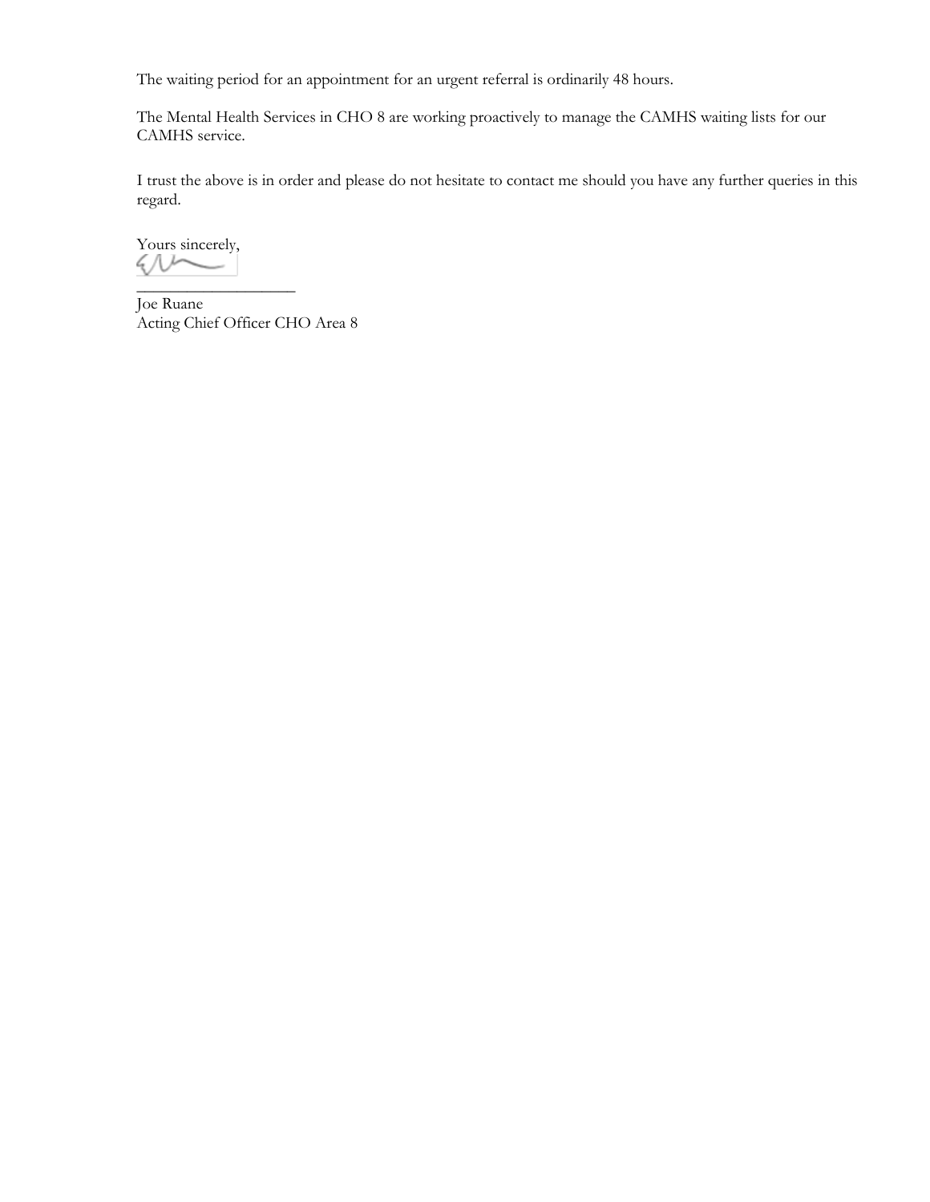The waiting period for an appointment for an urgent referral is ordinarily 48 hours.

The Mental Health Services in CHO 8 are working proactively to manage the CAMHS waiting lists for our CAMHS service.

I trust the above is in order and please do not hesitate to contact me should you have any further queries in this regard.

Yours sincerely,

\_\_\_\_\_\_\_\_\_\_\_\_\_\_\_\_\_\_\_\_

Joe Ruane
Acting Chief Officer CHO Area 8